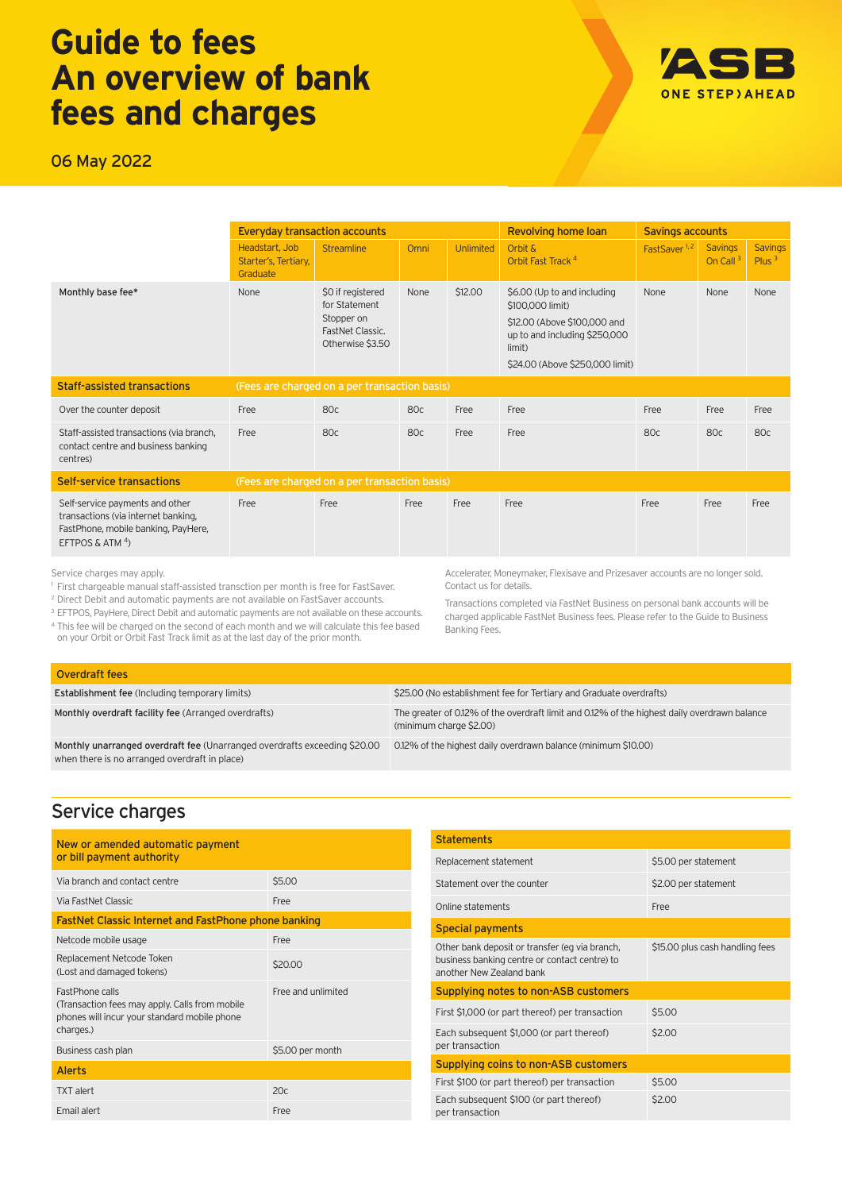# Guide to fees
# An overview of bank fees and charges

06 May 2022

ASB ONE STEP AHEAD

| | Everyday transaction accounts | | | | Revolving home loan | Savings accounts | | |
|---|---|---|---|---|---|---|---|---|
| | Headstart, Job Starter's, Tertiary, Graduate | Streamline | Omni | Unlimited | Orbit & Orbit Fast Track [4] | FastSaver [1,2] | Savings On Call [3] | Savings Plus [3] |
| Monthly base fee* | None | $0 if registered for Statement Stopper on FastNet Classic. Otherwise $3.50 | None | $12.00 | $6.00 (Up to and including $100,000 limit) $12.00 (Above $100,000 and up to and including $250,000 limit) $24.00 (Above $250,000 limit) | None | None | None |
| **Staff-assisted transactions** | (Fees are charged on a per transaction basis) | | | | | | | |
| Over the counter deposit | Free | 80c | 80c | Free | Free | Free | Free | Free |
| Staff-assisted transactions (via branch, contact centre and business banking centres) | Free | 80c | 80c | Free | Free | 80c | 80c | 80c |
| **Self-service transactions** | (Fees are charged on a per transaction basis) | | | | | | | |
| Self-service payments and other transactions (via internet banking, FastPhone, mobile banking, PayHere, EFTPOS & ATM [4]) | Free | Free | Free | Free | Free | Free | Free | Free |

Service charges may apply.

[1] First chargeable manual staff-assisted transction per month is free for FastSaver.

[2] Direct Debit and automatic payments are not available on FastSaver accounts.

[3] EFTPOS, PayHere, Direct Debit and automatic payments are not available on these accounts.

[4] This fee will be charged on the second of each month and we will calculate this fee based on your Orbit or Orbit Fast Track limit as at the last day of the prior month.

Accelerater, Moneymaker, Flexisave and Prizesaver accounts are no longer sold. Contact us for details.

Transactions completed via FastNet Business on personal bank accounts will be charged applicable FastNet Business fees. Please refer to the Guide to Business Banking Fees.

| Overdraft fees | |
|---|---|
| **Establishment fee** (Including temporary limits) | $25.00 (No establishment fee for Tertiary and Graduate overdrafts) |
| **Monthly overdraft facility fee** (Arranged overdrafts) | The greater of 0.12% of the overdraft limit and 0.12% of the highest daily overdrawn balance (minimum charge $2.00) |
| **Monthly unarranged overdraft fee** (Unarranged overdrafts exceeding $20.00 when there is no arranged overdraft in place) | 0.12% of the highest daily overdrawn balance (minimum $10.00) |

## Service charges

| New or amended automatic payment or bill payment authority | |
|---|---|
| Via branch and contact centre | $5.00 |
| Via FastNet Classic | Free |
| **FastNet Classic Internet and FastPhone phone banking** | |
| Netcode mobile usage | Free |
| Replacement Netcode Token (Lost and damaged tokens) | $20.00 |
| FastPhone calls (Transaction fees may apply. Calls from mobile phones will incur your standard mobile phone charges.) | Free and unlimited |
| Business cash plan | $5.00 per month |
| **Alerts** | |
| TXT alert | 20c |
| Email alert | Free |

| Statements | |
|---|---|
| Replacement statement | $5.00 per statement |
| Statement over the counter | $2.00 per statement |
| Online statements | Free |
| **Special payments** | |
| Other bank deposit or transfer (eg via branch, business banking centre or contact centre) to another New Zealand bank | $15.00 plus cash handling fees |
| **Supplying notes to non-ASB customers** | |
| First $1,000 (or part thereof) per transaction | $5.00 |
| Each subsequent $1,000 (or part thereof) per transaction | $2.00 |
| **Supplying coins to non-ASB customers** | |
| First $100 (or part thereof) per transaction | $5.00 |
| Each subsequent $100 (or part thereof) per transaction | $2.00 |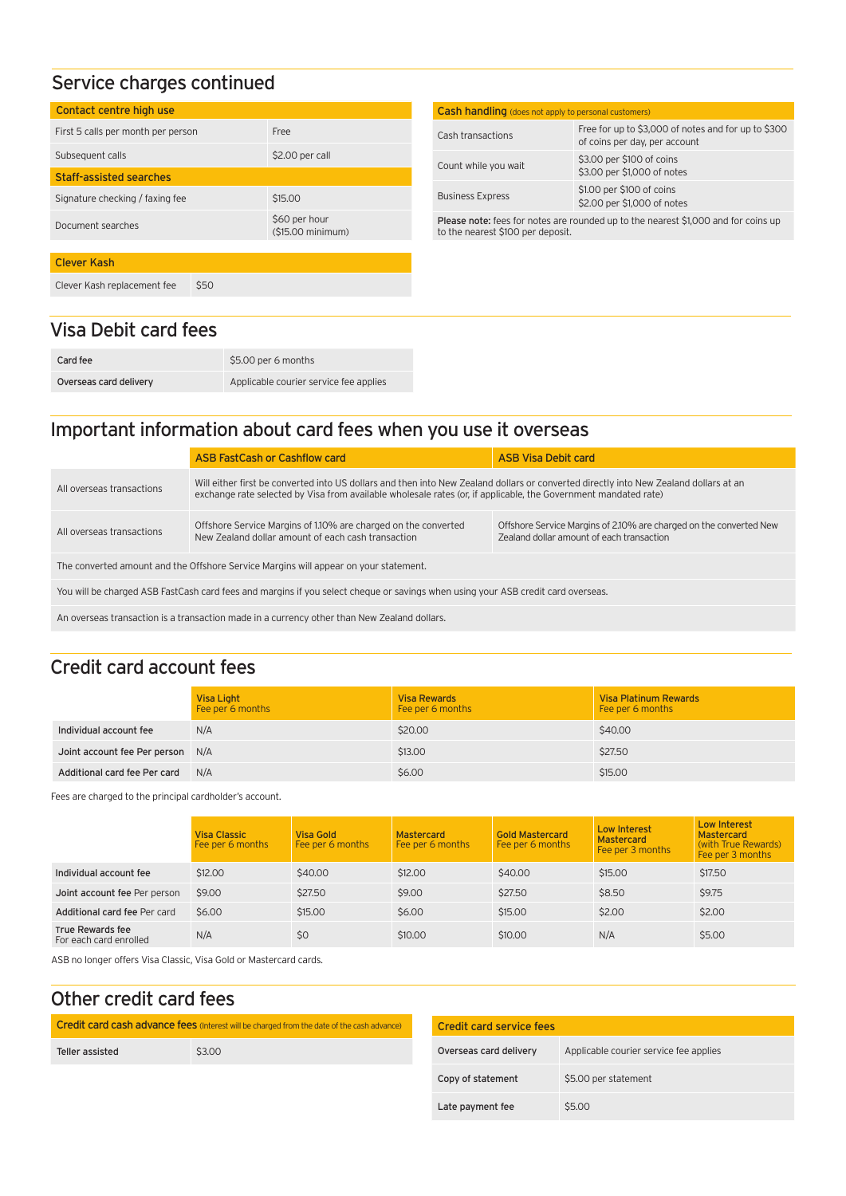## Service charges continued

| Contact centre high use | |
|---|---|
| First 5 calls per month per person | Free |
| Subsequent calls | $2.00 per call |
| **Staff-assisted searches** | |
| Signature checking / faxing fee | $15.00 |
| Document searches | $60 per hour ($15.00 minimum) |

| Clever Kash | |
|---|---|
| Clever Kash replacement fee | $50 |

| Cash handling (does not apply to personal customers) | |
|---|---|
| Cash transactions | Free for up to $3,000 of notes and for up to $300 of coins per day, per account |
| Count while you wait | $3.00 per $100 of coins<br>$3.00 per $1,000 of notes |
| Business Express | $1.00 per $100 of coins<br>$2.00 per $1,000 of notes |

**Please note:** fees for notes are rounded up to the nearest $1,000 and for coins up to the nearest $100 per deposit.

## Visa Debit card fees

| | |
|---|---|
| Card fee | $5.00 per 6 months |
| Overseas card delivery | Applicable courier service fee applies |

## Important information about card fees when you use it overseas

| | ASB FastCash or Cashflow card | ASB Visa Debit card |
|---|---|---|
| All overseas transactions | Will either first be converted into US dollars and then into New Zealand dollars or converted directly into New Zealand dollars at an exchange rate selected by Visa from available wholesale rates (or, if applicable, the Government mandated rate) | |
| All overseas transactions | Offshore Service Margins of 1.10% are charged on the converted New Zealand dollar amount of each cash transaction | Offshore Service Margins of 2.10% are charged on the converted New Zealand dollar amount of each transaction |

The converted amount and the Offshore Service Margins will appear on your statement.

You will be charged ASB FastCash card fees and margins if you select cheque or savings when using your ASB credit card overseas.

An overseas transaction is a transaction made in a currency other than New Zealand dollars.

## Credit card account fees

| | Visa Light<br>Fee per 6 months | Visa Rewards<br>Fee per 6 months | Visa Platinum Rewards<br>Fee per 6 months |
|---|---|---|---|
| Individual account fee | N/A | $20.00 | $40.00 |
| Joint account fee Per person | N/A | $13.00 | $27.50 |
| Additional card fee Per card | N/A | $6.00 | $15.00 |

Fees are charged to the principal cardholder's account.

| | Visa Classic<br>Fee per 6 months | Visa Gold<br>Fee per 6 months | Mastercard<br>Fee per 6 months | Gold Mastercard<br>Fee per 6 months | Low Interest Mastercard<br>Fee per 3 months | Low Interest Mastercard (with True Rewards)<br>Fee per 3 months |
|---|---|---|---|---|---|---|
| Individual account fee | $12.00 | $40.00 | $12.00 | $40.00 | $15.00 | $17.50 |
| Joint account fee Per person | $9.00 | $27.50 | $9.00 | $27.50 | $8.50 | $9.75 |
| Additional card fee Per card | $6.00 | $15.00 | $6.00 | $15.00 | $2.00 | $2.00 |
| True Rewards fee<br>For each card enrolled | N/A | $0 | $10.00 | $10.00 | N/A | $5.00 |

ASB no longer offers Visa Classic, Visa Gold or Mastercard cards.

## Other credit card fees

| Credit card cash advance fees (Interest will be charged from the date of the cash advance) | |
|---|---|
| Teller assisted | $3.00 |

| Credit card service fees | |
|---|---|
| Overseas card delivery | Applicable courier service fee applies |
| Copy of statement | $5.00 per statement |
| Late payment fee | $5.00 |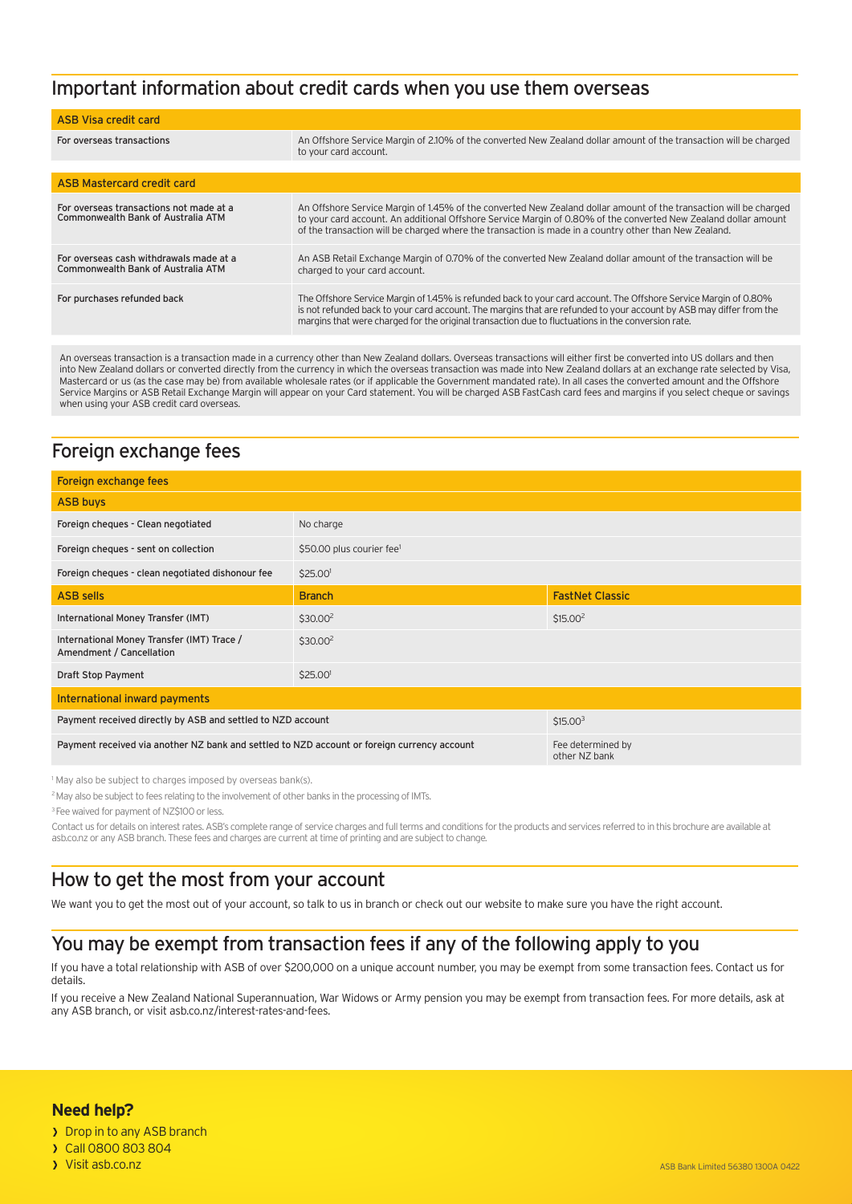## Important information about credit cards when you use them overseas

| ASB Visa credit card | |
|---|---|
| For overseas transactions | An Offshore Service Margin of 2.10% of the converted New Zealand dollar amount of the transaction will be charged to your card account. |

| ASB Mastercard credit card | |
|---|---|
| For overseas transactions not made at a Commonwealth Bank of Australia ATM | An Offshore Service Margin of 1.45% of the converted New Zealand dollar amount of the transaction will be charged to your card account. An additional Offshore Service Margin of 0.80% of the converted New Zealand dollar amount of the transaction will be charged where the transaction is made in a country other than New Zealand. |
| For overseas cash withdrawals made at a Commonwealth Bank of Australia ATM | An ASB Retail Exchange Margin of 0.70% of the converted New Zealand dollar amount of the transaction will be charged to your card account. |
| For purchases refunded back | The Offshore Service Margin of 1.45% is refunded back to your card account. The Offshore Service Margin of 0.80% is not refunded back to your card account. The margins that are refunded to your account by ASB may differ from the margins that were charged for the original transaction due to fluctuations in the conversion rate. |

An overseas transaction is a transaction made in a currency other than New Zealand dollars. Overseas transactions will either first be converted into US dollars and then into New Zealand dollars or converted directly from the currency in which the overseas transaction was made into New Zealand dollars at an exchange rate selected by Visa, Mastercard or us (as the case may be) from available wholesale rates (or if applicable the Government mandated rate). In all cases the converted amount and the Offshore Service Margins or ASB Retail Exchange Margin will appear on your Card statement. You will be charged ASB FastCash card fees and margins if you select cheque or savings when using your ASB credit card overseas.

## Foreign exchange fees

| Foreign exchange fees | | |
|---|---|---|
| **ASB buys** | | |
| Foreign cheques - Clean negotiated | No charge | |
| Foreign cheques - sent on collection | $50.00 plus courier fee[1] | |
| Foreign cheques - clean negotiated dishonour fee | $25.00[1] | |
| **ASB sells** | **Branch** | **FastNet Classic** |
| International Money Transfer (IMT) | $30.00[2] | $15.00[2] |
| International Money Transfer (IMT) Trace / Amendment / Cancellation | $30.00[2] | |
| Draft Stop Payment | $25.00[1] | |
| **International inward payments** | | |
| Payment received directly by ASB and settled to NZD account | | $15.00[3] |
| Payment received via another NZ bank and settled to NZD account or foreign currency account | | Fee determined by other NZ bank |

[1] May also be subject to charges imposed by overseas bank(s).

[2] May also be subject to fees relating to the involvement of other banks in the processing of IMTs.

[3] Fee waived for payment of NZ$100 or less.

Contact us for details on interest rates. ASB's complete range of service charges and full terms and conditions for the products and services referred to in this brochure are available at asb.co.nz or any ASB branch. These fees and charges are current at time of printing and are subject to change.

## How to get the most from your account

We want you to get the most out of your account, so talk to us in branch or check out our website to make sure you have the right account.

## You may be exempt from transaction fees if any of the following apply to you

If you have a total relationship with ASB of over $200,000 on a unique account number, you may be exempt from some transaction fees. Contact us for details.

If you receive a New Zealand National Superannuation, War Widows or Army pension you may be exempt from transaction fees. For more details, ask at any ASB branch, or visit asb.co.nz/interest-rates-and-fees.

### Need help?

- Drop in to any ASB branch
- Call 0800 803 804
- Visit asb.co.nz

ASB Bank Limited 56380 1300A 0422